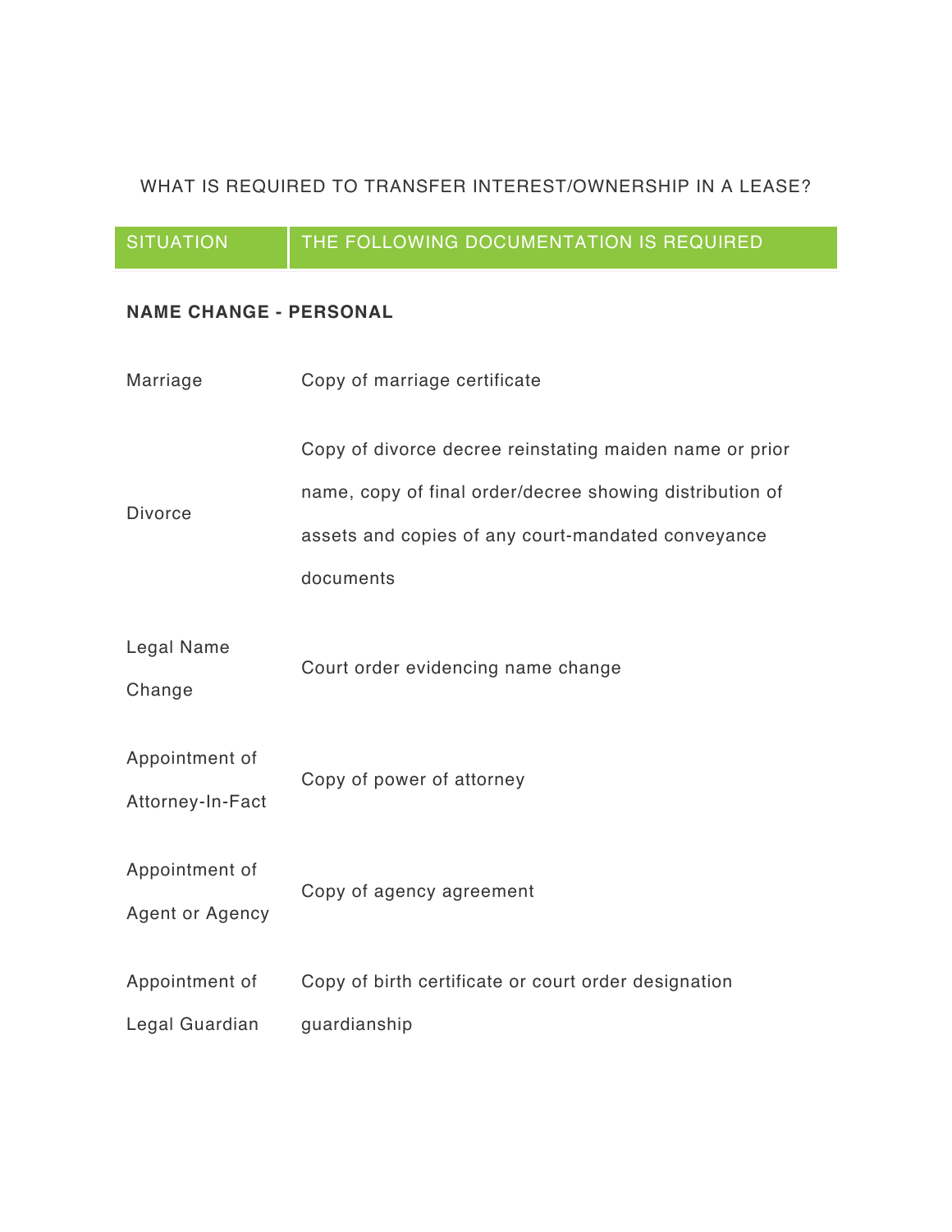# WHAT IS REQUIRED TO TRANSFER INTEREST/OWNERSHIP IN A LEASE?

| SITUATION | THE FOLLOWING DOCUMENTATION IS REQUIRED |
| --- | --- |
| **NAME CHANGE - PERSONAL** | |
| Marriage | Copy of marriage certificate |
| Divorce | Copy of divorce decree reinstating maiden name or prior name, copy of final order/decree showing distribution of assets and copies of any court-mandated conveyance documents |
| Legal Name Change | Court order evidencing name change |
| Appointment of Attorney-In-Fact | Copy of power of attorney |
| Appointment of Agent or Agency | Copy of agency agreement |
| Appointment of Legal Guardian | Copy of birth certificate or court order designation guardianship |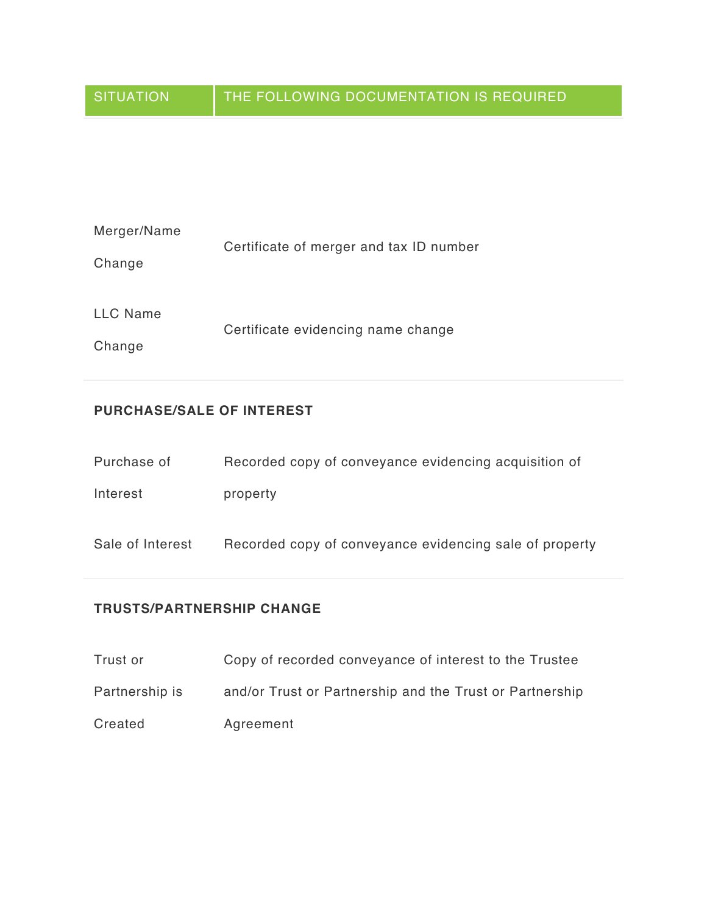| SITUATION | THE FOLLOWING DOCUMENTATION IS REQUIRED |
|---|---|
| Merger/Name Change | Certificate of merger and tax ID number |
| LLC Name Change | Certificate evidencing name change |
| **PURCHASE/SALE OF INTEREST** | |
| Purchase of Interest | Recorded copy of conveyance evidencing acquisition of property |
| Sale of Interest | Recorded copy of conveyance evidencing sale of property |
| **TRUSTS/PARTNERSHIP CHANGE** | |
| Trust or Partnership is Created | Copy of recorded conveyance of interest to the Trustee and/or Trust or Partnership and the Trust or Partnership Agreement |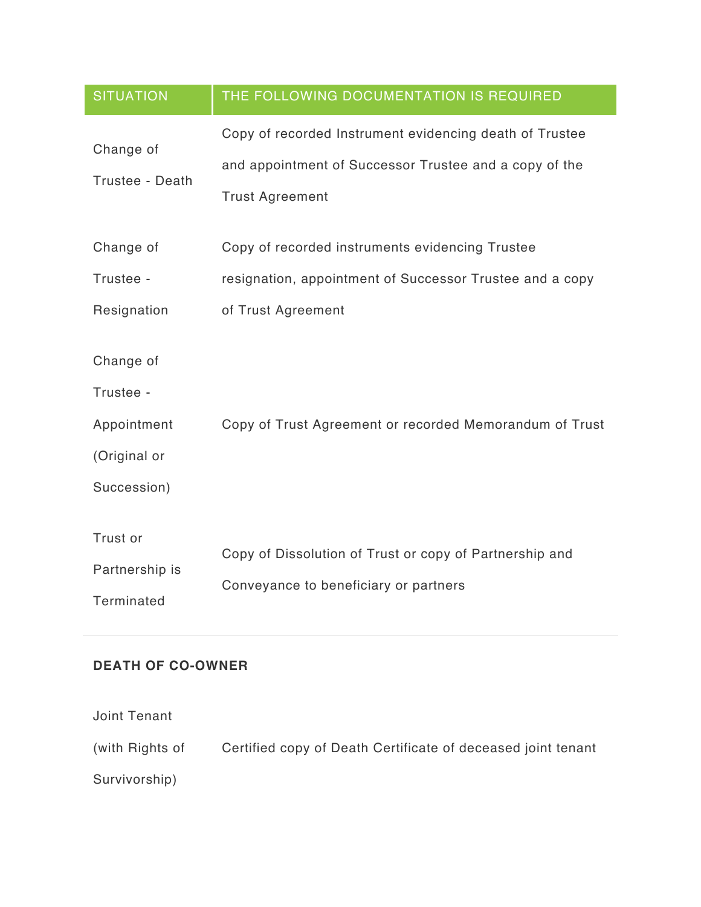| SITUATION | THE FOLLOWING DOCUMENTATION IS REQUIRED |
|---|---|
| Change of Trustee - Death | Copy of recorded Instrument evidencing death of Trustee and appointment of Successor Trustee and a copy of the Trust Agreement |
| Change of Trustee - Resignation | Copy of recorded instruments evidencing Trustee resignation, appointment of Successor Trustee and a copy of Trust Agreement |
| Change of Trustee - Appointment (Original or Succession) | Copy of Trust Agreement or recorded Memorandum of Trust |
| Trust or Partnership is Terminated | Copy of Dissolution of Trust or copy of Partnership and Conveyance to beneficiary or partners |

**DEATH OF CO-OWNER**

| | |
|---|---|
| Joint Tenant (with Rights of Survivorship) | Certified copy of Death Certificate of deceased joint tenant |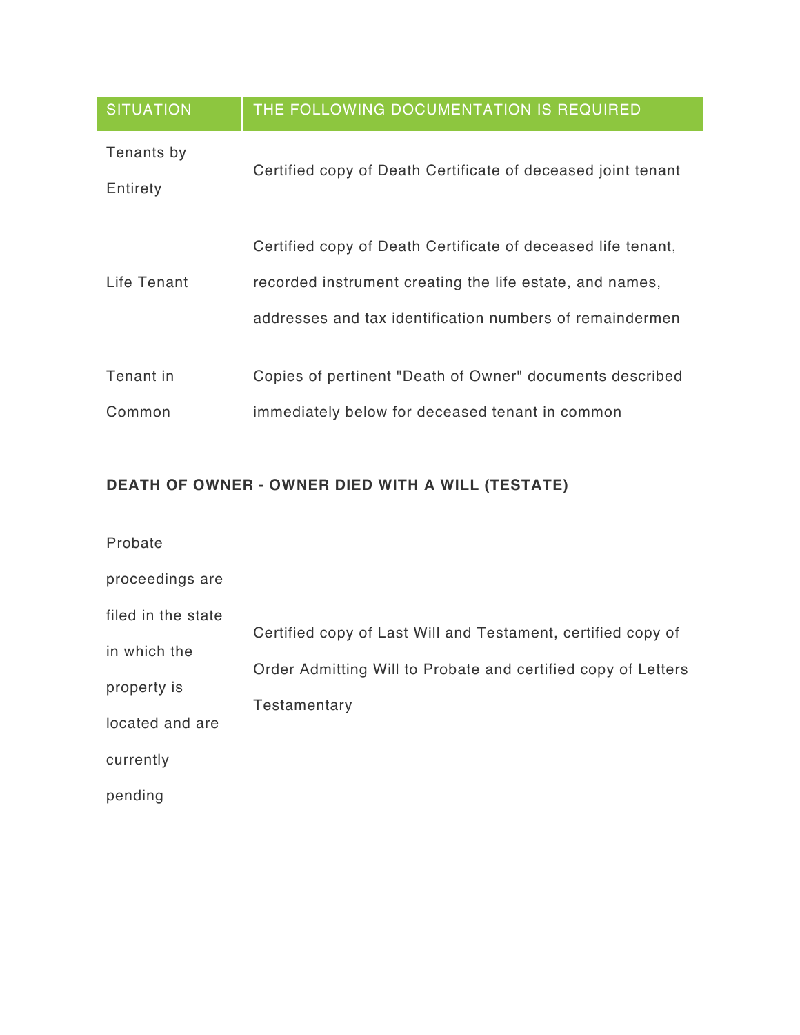| SITUATION | THE FOLLOWING DOCUMENTATION IS REQUIRED |
| --- | --- |
| Tenants by Entirety | Certified copy of Death Certificate of deceased joint tenant |
| Life Tenant | Certified copy of Death Certificate of deceased life tenant, recorded instrument creating the life estate, and names, addresses and tax identification numbers of remaindermen |
| Tenant in Common | Copies of pertinent "Death of Owner" documents described immediately below for deceased tenant in common |

**DEATH OF OWNER - OWNER DIED WITH A WILL (TESTATE)**

| | |
| --- | --- |
| Probate proceedings are filed in the state in which the property is located and are currently pending | Certified copy of Last Will and Testament, certified copy of Order Admitting Will to Probate and certified copy of Letters Testamentary |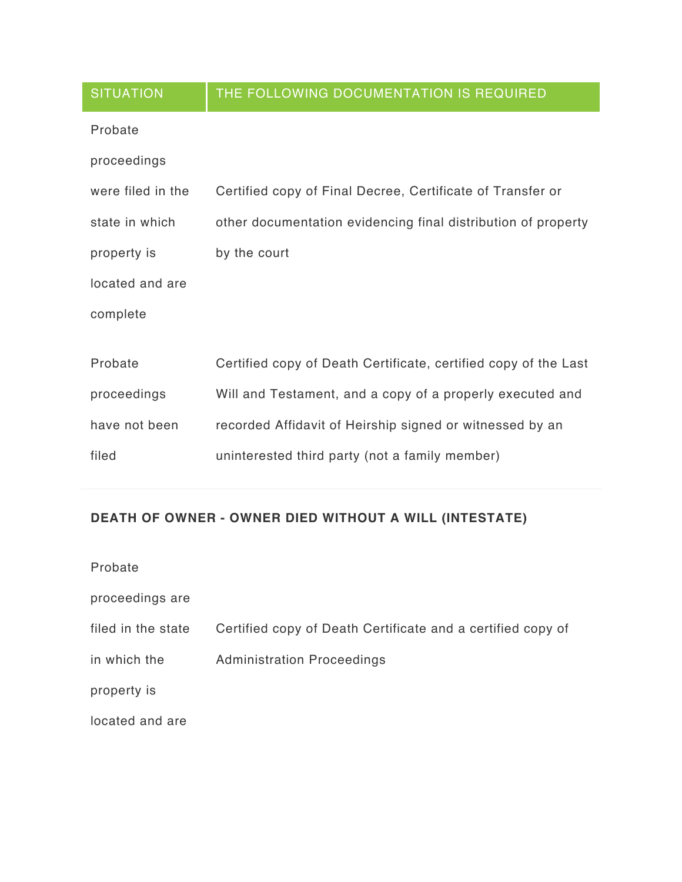| SITUATION | THE FOLLOWING DOCUMENTATION IS REQUIRED |
| --- | --- |
| Probate proceedings were filed in the state in which property is located and are complete | Certified copy of Final Decree, Certificate of Transfer or other documentation evidencing final distribution of property by the court |
| Probate proceedings have not been filed | Certified copy of Death Certificate, certified copy of the Last Will and Testament, and a copy of a properly executed and recorded Affidavit of Heirship signed or witnessed by an uninterested third party (not a family member) |

**DEATH OF OWNER - OWNER DIED WITHOUT A WILL (INTESTATE)**

| | |
| --- | --- |
| Probate proceedings are filed in the state in which the property is located and are | Certified copy of Death Certificate and a certified copy of Administration Proceedings |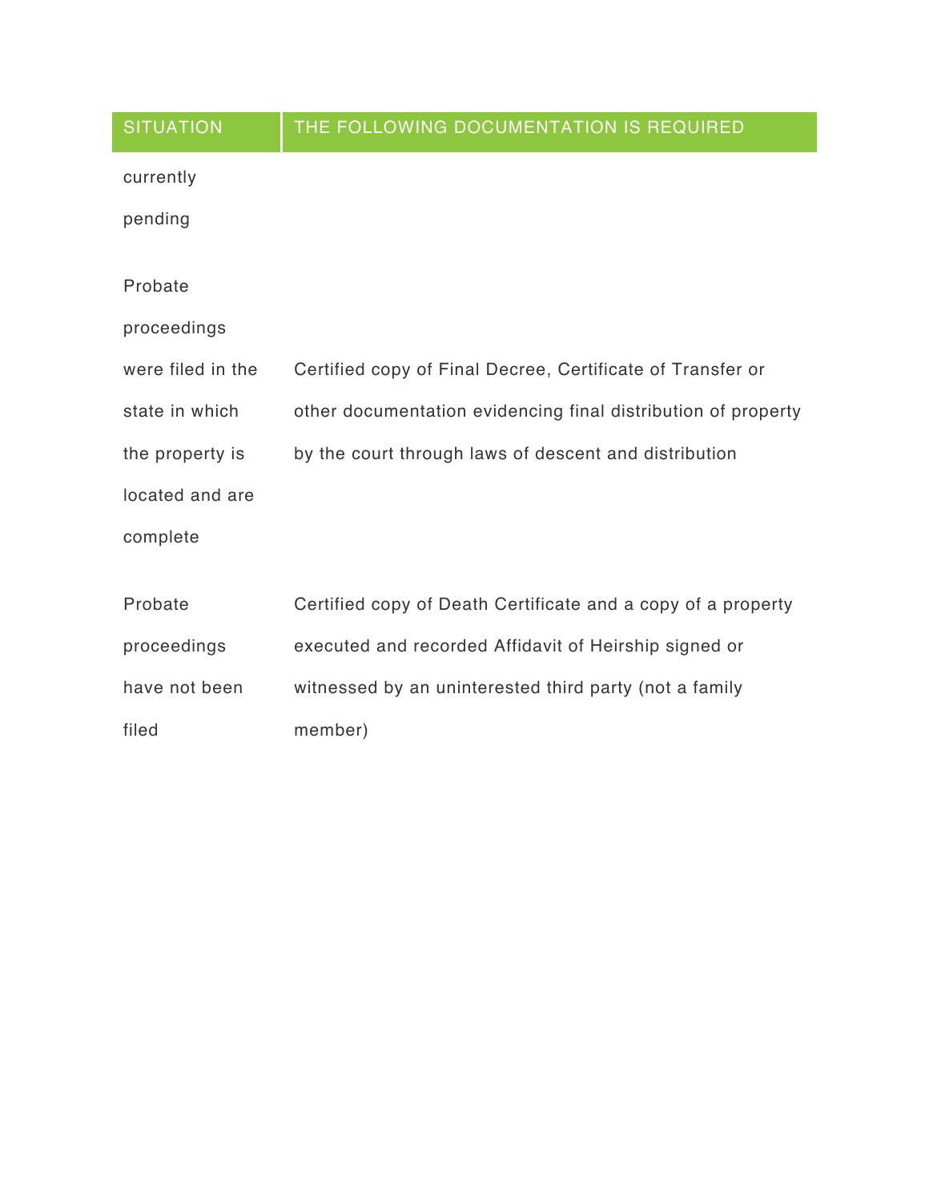| SITUATION | THE FOLLOWING DOCUMENTATION IS REQUIRED |
| --- | --- |
| currently pending | |
| Probate proceedings were filed in the state in which the property is located and are complete | Certified copy of Final Decree, Certificate of Transfer or other documentation evidencing final distribution of property by the court through laws of descent and distribution |
| Probate proceedings have not been filed | Certified copy of Death Certificate and a copy of a property executed and recorded Affidavit of Heirship signed or witnessed by an uninterested third party (not a family member) |